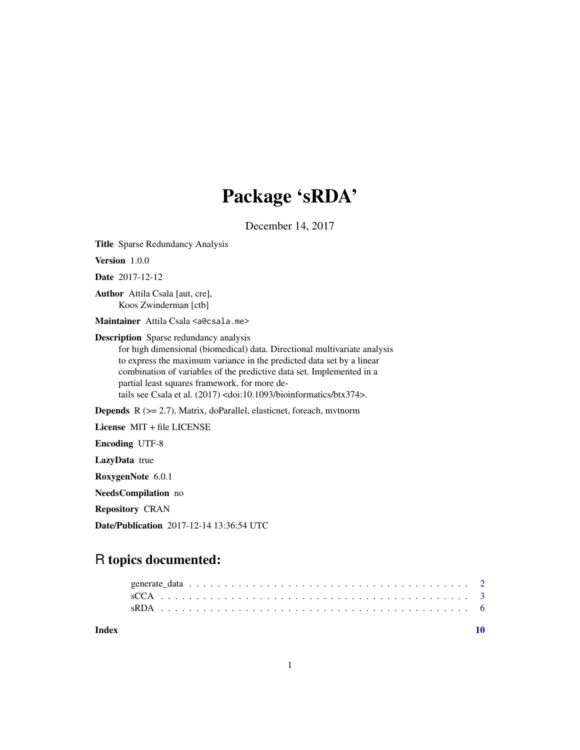# Package 'sRDA'

December 14, 2017

**Title** Sparse Redundancy Analysis

**Version** 1.0.0

**Date** 2017-12-12

**Author** Attila Csala [aut, cre],
Koos Zwinderman [ctb]

**Maintainer** Attila Csala <a@csala.me>

**Description** Sparse redundancy analysis
for high dimensional (biomedical) data. Directional multivariate analysis
to express the maximum variance in the predicted data set by a linear
combination of variables of the predictive data set. Implemented in a
partial least squares framework, for more details see Csala et al. (2017) <doi:10.1093/bioinformatics/btx374>.

**Depends** R (>= 2.7), Matrix, doParallel, elasticnet, foreach, mvtnorm

**License** MIT + file LICENSE

**Encoding** UTF-8

**LazyData** true

**RoxygenNote** 6.0.1

**NeedsCompilation** no

**Repository** CRAN

**Date/Publication** 2017-12-14 13:36:54 UTC

## R topics documented:

- generate_data . . . . . . . . . . . . . . . . . . . . . . . . . . . . . . . . . . . . . . . 2
- sCCA . . . . . . . . . . . . . . . . . . . . . . . . . . . . . . . . . . . . . . . . . . . . 3
- sRDA . . . . . . . . . . . . . . . . . . . . . . . . . . . . . . . . . . . . . . . . . . . . 6

**Index** **10**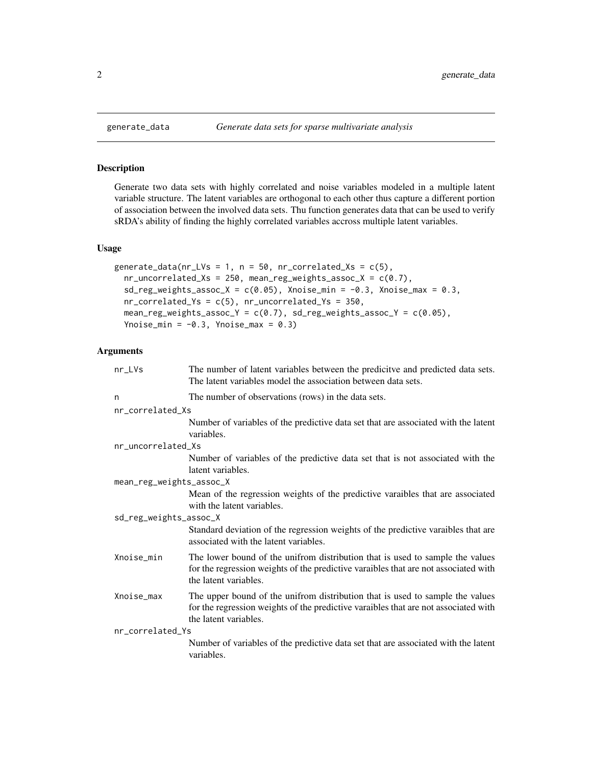## generate_data — *Generate data sets for sparse multivariate analysis*

### Description

Generate two data sets with highly correlated and noise variables modeled in a multiple latent variable structure. The latent variables are orthogonal to each other thus capture a different portion of association between the involved data sets. Thu function generates data that can be used to verify sRDA's ability of finding the highly correlated variables accross multiple latent variables.

### Usage

```
generate_data(nr_LVs = 1, n = 50, nr_correlated_Xs = c(5),
  nr_uncorrelated_Xs = 250, mean_reg_weights_assoc_X = c(0.7),
  sd_reg_weights_assoc_X = c(0.05), Xnoise_min = -0.3, Xnoise_max = 0.3,
  nr_correlated_Ys = c(5), nr_uncorrelated_Ys = 350,
  mean_reg_weights_assoc_Y = c(0.7), sd_reg_weights_assoc_Y = c(0.05),
  Ynoise_min = -0.3, Ynoise_max = 0.3)
```

### Arguments

`nr_LVs`
: The number of latent variables between the predicitve and predicted data sets. The latent variables model the association between data sets.

`n`
: The number of observations (rows) in the data sets.

`nr_correlated_Xs`
: Number of variables of the predictive data set that are associated with the latent variables.

`nr_uncorrelated_Xs`
: Number of variables of the predictive data set that is not associated with the latent variables.

`mean_reg_weights_assoc_X`
: Mean of the regression weights of the predictive varaibles that are associated with the latent variables.

`sd_reg_weights_assoc_X`
: Standard deviation of the regression weights of the predictive varaibles that are associated with the latent variables.

`Xnoise_min`
: The lower bound of the unifrom distribution that is used to sample the values for the regression weights of the predictive varaibles that are not associated with the latent variables.

`Xnoise_max`
: The upper bound of the unifrom distribution that is used to sample the values for the regression weights of the predictive varaibles that are not associated with the latent variables.

`nr_correlated_Ys`
: Number of variables of the predictive data set that are associated with the latent variables.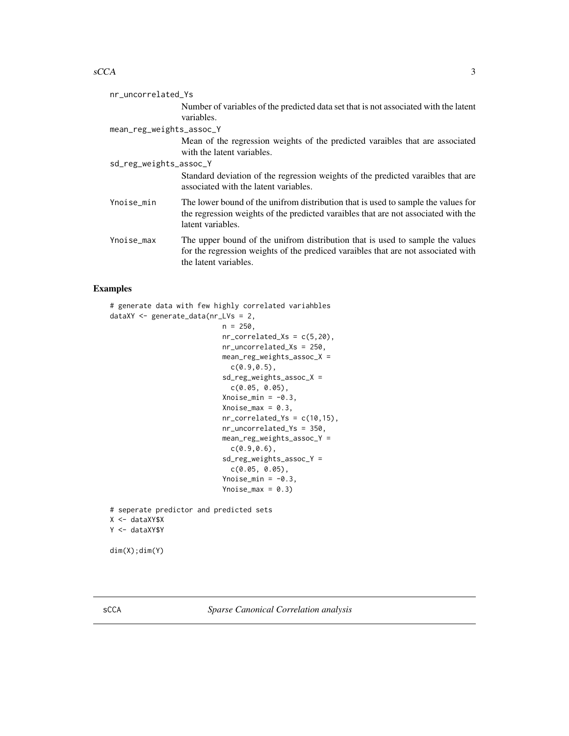nr_uncorrelated_Ys
: Number of variables of the predicted data set that is not associated with the latent variables.

mean_reg_weights_assoc_Y
: Mean of the regression weights of the predicted varaibles that are associated with the latent variables.

sd_reg_weights_assoc_Y
: Standard deviation of the regression weights of the predicted varaibles that are associated with the latent variables.

Ynoise_min
: The lower bound of the unifrom distribution that is used to sample the values for the regression weights of the predicted varaibles that are not associated with the latent variables.

Ynoise_max
: The upper bound of the unifrom distribution that is used to sample the values for the regression weights of the prediced varaibles that are not associated with the latent variables.

## Examples

```
# generate data with few highly correlated variahbles
dataXY <- generate_data(nr_LVs = 2,
                        n = 250,
                        nr_correlated_Xs = c(5,20),
                        nr_uncorrelated_Xs = 250,
                        mean_reg_weights_assoc_X =
                          c(0.9,0.5),
                        sd_reg_weights_assoc_X =
                          c(0.05, 0.05),
                        Xnoise_min = -0.3,
                        Xnoise_max = 0.3,
                        nr_correlated_Ys = c(10,15),
                        nr_uncorrelated_Ys = 350,
                        mean_reg_weights_assoc_Y =
                          c(0.9,0.6),
                        sd_reg_weights_assoc_Y =
                          c(0.05, 0.05),
                        Ynoise_min = -0.3,
                        Ynoise_max = 0.3)

# seperate predictor and predicted sets
X <- dataXY$X
Y <- dataXY$Y

dim(X);dim(Y)
```

---

sCCA *Sparse Canonical Correlation analysis*

---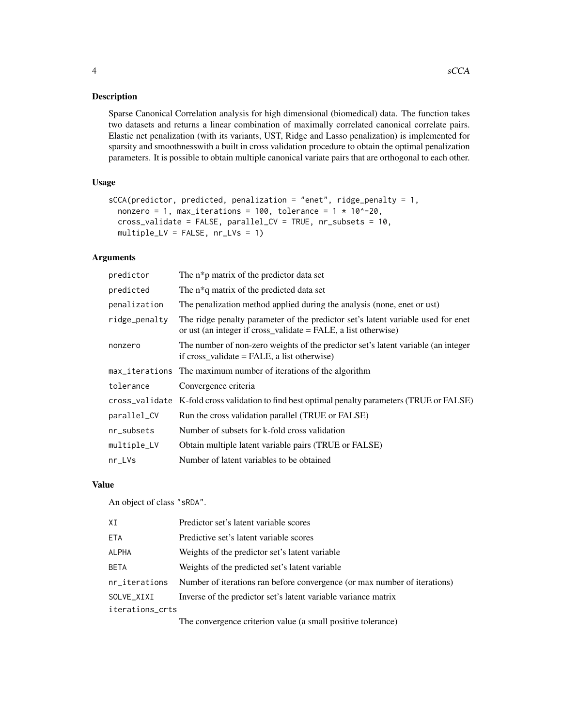## Description

Sparse Canonical Correlation analysis for high dimensional (biomedical) data. The function takes two datasets and returns a linear combination of maximally correlated canonical correlate pairs. Elastic net penalization (with its variants, UST, Ridge and Lasso penalization) is implemented for sparsity and smoothnesswith a built in cross validation procedure to obtain the optimal penalization parameters. It is possible to obtain multiple canonical variate pairs that are orthogonal to each other.

## Usage

```
sCCA(predictor, predicted, penalization = "enet", ridge_penalty = 1,
  nonzero = 1, max_iterations = 100, tolerance = 1 * 10^-20,
  cross_validate = FALSE, parallel_CV = TRUE, nr_subsets = 10,
  multiple_LV = FALSE, nr_LVs = 1)
```

## Arguments

| | |
|---|---|
| predictor | The n*p matrix of the predictor data set |
| predicted | The n*q matrix of the predicted data set |
| penalization | The penalization method applied during the analysis (none, enet or ust) |
| ridge_penalty | The ridge penalty parameter of the predictor set's latent variable used for enet or ust (an integer if cross_validate = FALE, a list otherwise) |
| nonzero | The number of non-zero weights of the predictor set's latent variable (an integer if cross_validate = FALE, a list otherwise) |
| max_iterations | The maximum number of iterations of the algorithm |
| tolerance | Convergence criteria |
| cross_validate | K-fold cross validation to find best optimal penalty parameters (TRUE or FALSE) |
| parallel_CV | Run the cross validation parallel (TRUE or FALSE) |
| nr_subsets | Number of subsets for k-fold cross validation |
| multiple_LV | Obtain multiple latent variable pairs (TRUE or FALSE) |
| nr_LVs | Number of latent variables to be obtained |

## Value

An object of class "sRDA".

| | |
|---|---|
| XI | Predictor set's latent variable scores |
| ETA | Predictive set's latent variable scores |
| ALPHA | Weights of the predictor set's latent variable |
| BETA | Weights of the predicted set's latent variable |
| nr_iterations | Number of iterations ran before convergence (or max number of iterations) |
| SOLVE_XIXI | Inverse of the predictor set's latent variable variance matrix |
| iterations_crts | The convergence criterion value (a small positive tolerance) |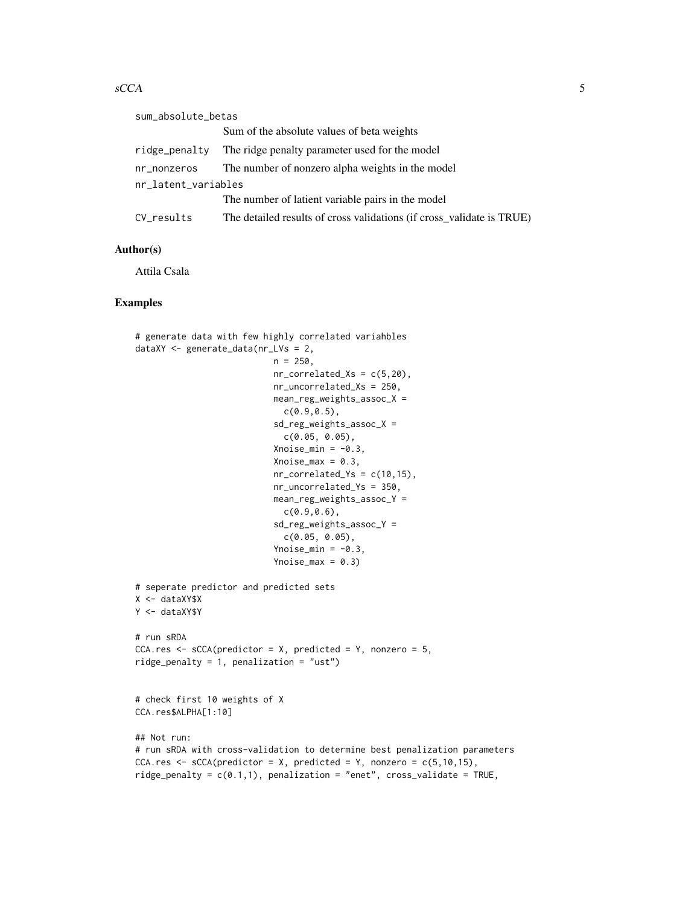| | |
|---|---|
| sum_absolute_betas | Sum of the absolute values of beta weights |
| ridge_penalty | The ridge penalty parameter used for the model |
| nr_nonzeros | The number of nonzero alpha weights in the model |
| nr_latent_variables | The number of latient variable pairs in the model |
| CV_results | The detailed results of cross validations (if cross_validate is TRUE) |

## Author(s)

Attila Csala

## Examples

```
# generate data with few highly correlated variahbles
dataXY <- generate_data(nr_LVs = 2,
                          n = 250,
                          nr_correlated_Xs = c(5,20),
                          nr_uncorrelated_Xs = 250,
                          mean_reg_weights_assoc_X =
                            c(0.9,0.5),
                          sd_reg_weights_assoc_X =
                            c(0.05, 0.05),
                          Xnoise_min = -0.3,
                          Xnoise_max = 0.3,
                          nr_correlated_Ys = c(10,15),
                          nr_uncorrelated_Ys = 350,
                          mean_reg_weights_assoc_Y =
                            c(0.9,0.6),
                          sd_reg_weights_assoc_Y =
                            c(0.05, 0.05),
                          Ynoise_min = -0.3,
                          Ynoise_max = 0.3)

# seperate predictor and predicted sets
X <- dataXY$X
Y <- dataXY$Y

# run sRDA
CCA.res <- sCCA(predictor = X, predicted = Y, nonzero = 5,
ridge_penalty = 1, penalization = "ust")


# check first 10 weights of X
CCA.res$ALPHA[1:10]

## Not run:
# run sRDA with cross-validation to determine best penalization parameters
CCA.res <- sCCA(predictor = X, predicted = Y, nonzero = c(5,10,15),
ridge_penalty = c(0.1,1), penalization = "enet", cross_validate = TRUE,
```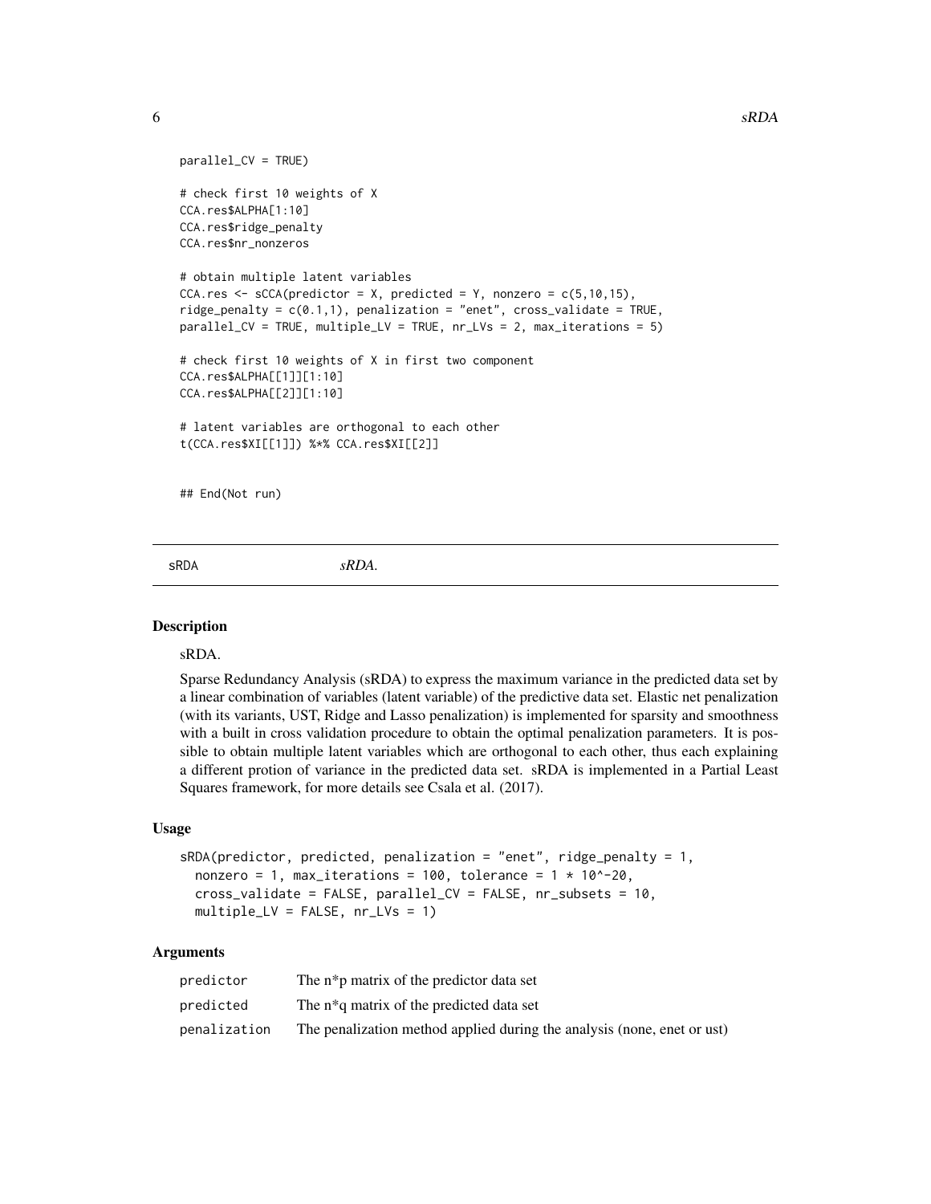```
parallel_CV = TRUE)

# check first 10 weights of X
CCA.res$ALPHA[1:10]
CCA.res$ridge_penalty
CCA.res$nr_nonzeros

# obtain multiple latent variables
CCA.res <- sCCA(predictor = X, predicted = Y, nonzero = c(5,10,15),
ridge_penalty = c(0.1,1), penalization = "enet", cross_validate = TRUE,
parallel_CV = TRUE, multiple_LV = TRUE, nr_LVs = 2, max_iterations = 5)

# check first 10 weights of X in first two component
CCA.res$ALPHA[[1]][1:10]
CCA.res$ALPHA[[2]][1:10]

# latent variables are orthogonal to each other
t(CCA.res$XI[[1]]) %*% CCA.res$XI[[2]]


## End(Not run)
```

---

## sRDA — *sRDA.*

### Description

sRDA.

Sparse Redundancy Analysis (sRDA) to express the maximum variance in the predicted data set by a linear combination of variables (latent variable) of the predictive data set. Elastic net penalization (with its variants, UST, Ridge and Lasso penalization) is implemented for sparsity and smoothness with a built in cross validation procedure to obtain the optimal penalization parameters. It is possible to obtain multiple latent variables which are orthogonal to each other, thus each explaining a different protion of variance in the predicted data set. sRDA is implemented in a Partial Least Squares framework, for more details see Csala et al. (2017).

### Usage

```
sRDA(predictor, predicted, penalization = "enet", ridge_penalty = 1,
  nonzero = 1, max_iterations = 100, tolerance = 1 * 10^-20,
  cross_validate = FALSE, parallel_CV = FALSE, nr_subsets = 10,
  multiple_LV = FALSE, nr_LVs = 1)
```

### Arguments

| | |
|---|---|
| predictor | The n*p matrix of the predictor data set |
| predicted | The n*q matrix of the predicted data set |
| penalization | The penalization method applied during the analysis (none, enet or ust) |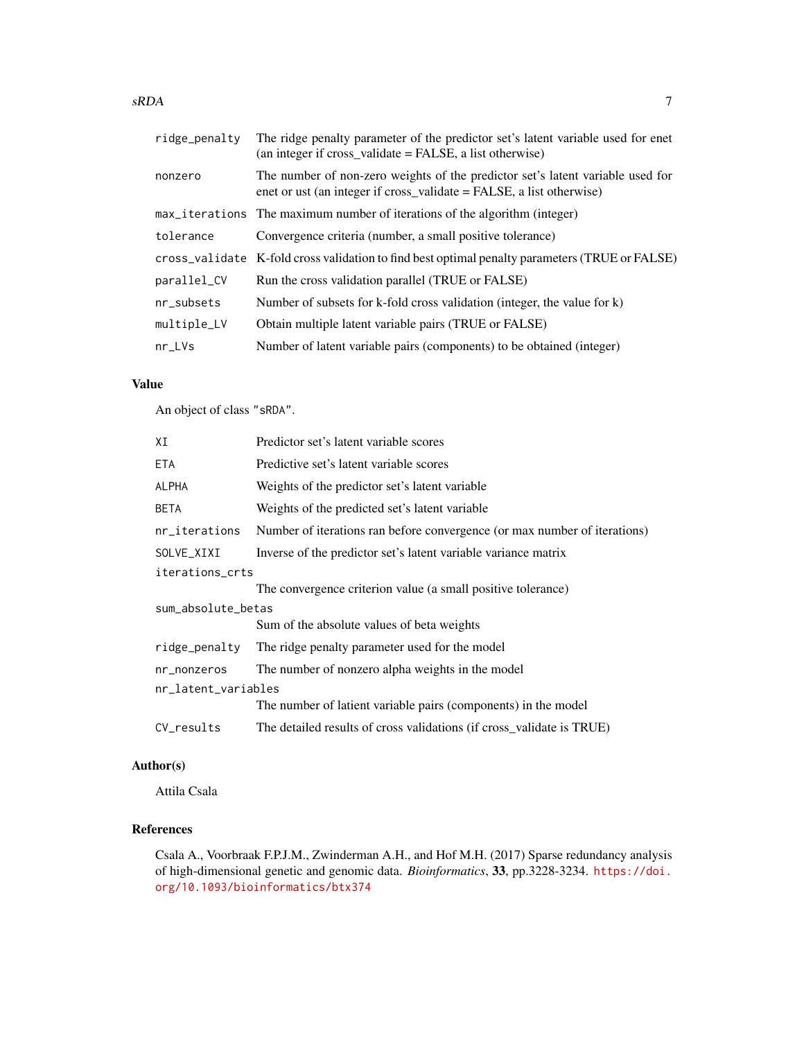| | |
|---|---|
| `ridge_penalty` | The ridge penalty parameter of the predictor set's latent variable used for enet (an integer if cross_validate = FALSE, a list otherwise) |
| `nonzero` | The number of non-zero weights of the predictor set's latent variable used for enet or ust (an integer if cross_validate = FALSE, a list otherwise) |
| `max_iterations` | The maximum number of iterations of the algorithm (integer) |
| `tolerance` | Convergence criteria (number, a small positive tolerance) |
| `cross_validate` | K-fold cross validation to find best optimal penalty parameters (TRUE or FALSE) |
| `parallel_CV` | Run the cross validation parallel (TRUE or FALSE) |
| `nr_subsets` | Number of subsets for k-fold cross validation (integer, the value for k) |
| `multiple_LV` | Obtain multiple latent variable pairs (TRUE or FALSE) |
| `nr_LVs` | Number of latent variable pairs (components) to be obtained (integer) |

## Value

An object of class "sRDA".

| | |
|---|---|
| `XI` | Predictor set's latent variable scores |
| `ETA` | Predictive set's latent variable scores |
| `ALPHA` | Weights of the predictor set's latent variable |
| `BETA` | Weights of the predicted set's latent variable |
| `nr_iterations` | Number of iterations ran before convergence (or max number of iterations) |
| `SOLVE_XIXI` | Inverse of the predictor set's latent variable variance matrix |
| `iterations_crts` | The convergence criterion value (a small positive tolerance) |
| `sum_absolute_betas` | Sum of the absolute values of beta weights |
| `ridge_penalty` | The ridge penalty parameter used for the model |
| `nr_nonzeros` | The number of nonzero alpha weights in the model |
| `nr_latent_variables` | The number of latient variable pairs (components) in the model |
| `CV_results` | The detailed results of cross validations (if cross_validate is TRUE) |

## Author(s)

Attila Csala

## References

Csala A., Voorbraak F.P.J.M., Zwinderman A.H., and Hof M.H. (2017) Sparse redundancy analysis of high-dimensional genetic and genomic data. *Bioinformatics*, **33**, pp.3228-3234. https://doi.org/10.1093/bioinformatics/btx374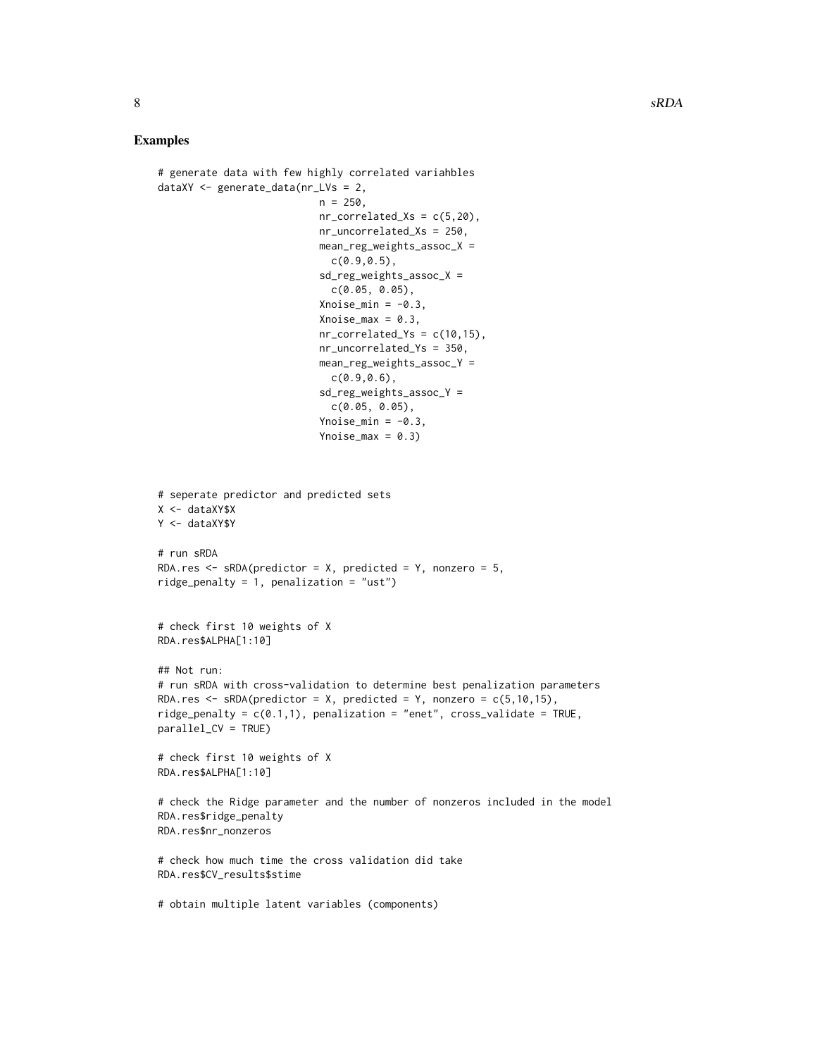## Examples

```
# generate data with few highly correlated variahbles
dataXY <- generate_data(nr_LVs = 2,
                        n = 250,
                        nr_correlated_Xs = c(5,20),
                        nr_uncorrelated_Xs = 250,
                        mean_reg_weights_assoc_X =
                          c(0.9,0.5),
                        sd_reg_weights_assoc_X =
                          c(0.05, 0.05),
                        Xnoise_min = -0.3,
                        Xnoise_max = 0.3,
                        nr_correlated_Ys = c(10,15),
                        nr_uncorrelated_Ys = 350,
                        mean_reg_weights_assoc_Y =
                          c(0.9,0.6),
                        sd_reg_weights_assoc_Y =
                          c(0.05, 0.05),
                        Ynoise_min = -0.3,
                        Ynoise_max = 0.3)



# seperate predictor and predicted sets
X <- dataXY$X
Y <- dataXY$Y

# run sRDA
RDA.res <- sRDA(predictor = X, predicted = Y, nonzero = 5,
ridge_penalty = 1, penalization = "ust")


# check first 10 weights of X
RDA.res$ALPHA[1:10]

## Not run:
# run sRDA with cross-validation to determine best penalization parameters
RDA.res <- sRDA(predictor = X, predicted = Y, nonzero = c(5,10,15),
ridge_penalty = c(0.1,1), penalization = "enet", cross_validate = TRUE,
parallel_CV = TRUE)

# check first 10 weights of X
RDA.res$ALPHA[1:10]

# check the Ridge parameter and the number of nonzeros included in the model
RDA.res$ridge_penalty
RDA.res$nr_nonzeros

# check how much time the cross validation did take
RDA.res$CV_results$stime

# obtain multiple latent variables (components)
```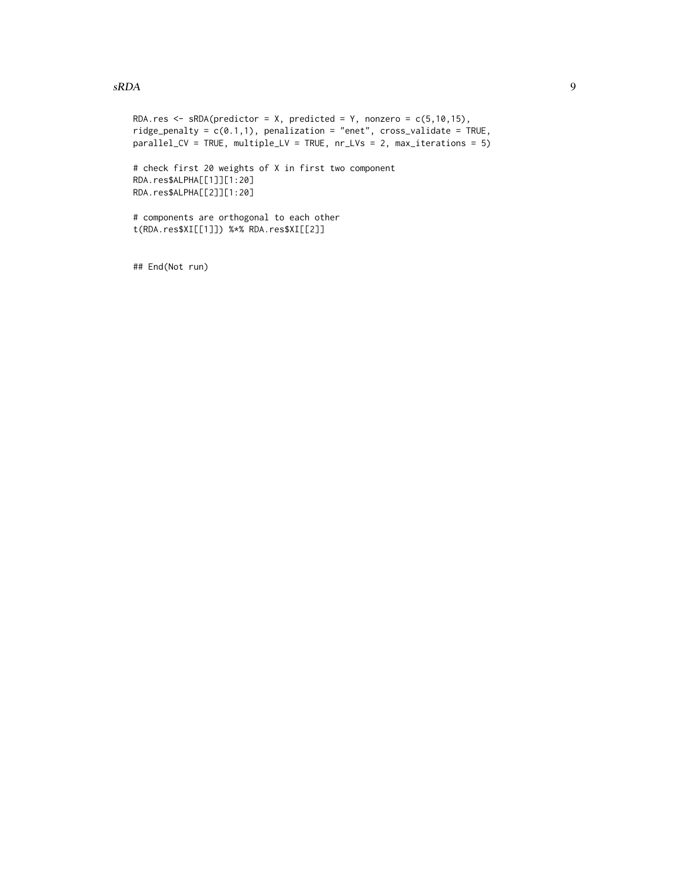```
RDA.res <- sRDA(predictor = X, predicted = Y, nonzero = c(5,10,15),
ridge_penalty = c(0.1,1), penalization = "enet", cross_validate = TRUE,
parallel_CV = TRUE, multiple_LV = TRUE, nr_LVs = 2, max_iterations = 5)

# check first 20 weights of X in first two component
RDA.res$ALPHA[[1]][1:20]
RDA.res$ALPHA[[2]][1:20]

# components are orthogonal to each other
t(RDA.res$XI[[1]]) %*% RDA.res$XI[[2]]


## End(Not run)
```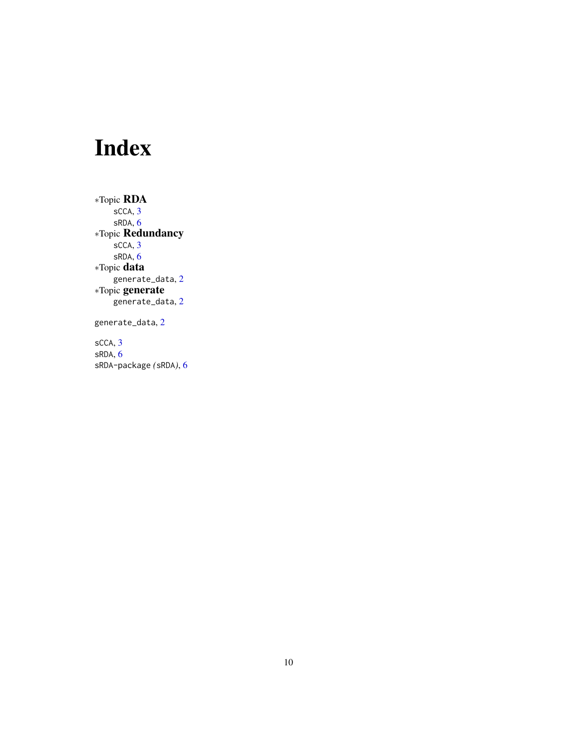# Index

∗Topic **RDA**
  sCCA, 3
  sRDA, 6
∗Topic **Redundancy**
  sCCA, 3
  sRDA, 6
∗Topic **data**
  generate_data, 2
∗Topic **generate**
  generate_data, 2

generate_data, 2

sCCA, 3
sRDA, 6
sRDA-package (sRDA), 6